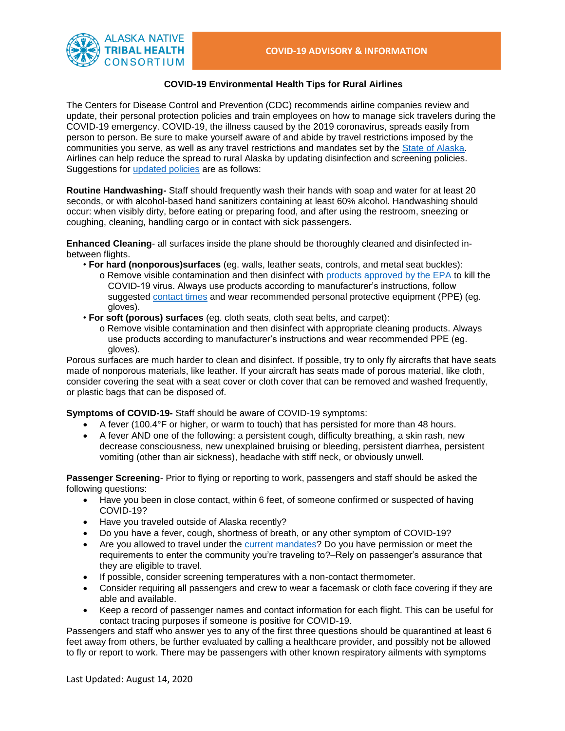ALASKA NATIVE TRIBAL HEALTH CONSORTIUM

COVID-19 ADVISORY & INFORMATION

## COVID-19 Environmental Health Tips for Rural Airlines

The Centers for Disease Control and Prevention (CDC) recommends airline companies review and update, their personal protection policies and train employees on how to manage sick travelers during the COVID-19 emergency. COVID-19, the illness caused by the 2019 coronavirus, spreads easily from person to person. Be sure to make yourself aware of and abide by travel restrictions imposed by the communities you serve, as well as any travel restrictions and mandates set by the State of Alaska. Airlines can help reduce the spread to rural Alaska by updating disinfection and screening policies. Suggestions for updated policies are as follows:

**Routine Handwashing-** Staff should frequently wash their hands with soap and water for at least 20 seconds, or with alcohol-based hand sanitizers containing at least 60% alcohol. Handwashing should occur: when visibly dirty, before eating or preparing food, and after using the restroom, sneezing or coughing, cleaning, handling cargo or in contact with sick passengers.

**Enhanced Cleaning**- all surfaces inside the plane should be thoroughly cleaned and disinfected in-between flights.

- **For hard (nonporous)surfaces** (eg. walls, leather seats, controls, and metal seat buckles):
  - Remove visible contamination and then disinfect with products approved by the EPA to kill the COVID-19 virus. Always use products according to manufacturer's instructions, follow suggested contact times and wear recommended personal protective equipment (PPE) (eg. gloves).
- **For soft (porous) surfaces** (eg. cloth seats, cloth seat belts, and carpet):
  - Remove visible contamination and then disinfect with appropriate cleaning products. Always use products according to manufacturer's instructions and wear recommended PPE (eg. gloves).

Porous surfaces are much harder to clean and disinfect. If possible, try to only fly aircrafts that have seats made of nonporous materials, like leather. If your aircraft has seats made of porous material, like cloth, consider covering the seat with a seat cover or cloth cover that can be removed and washed frequently, or plastic bags that can be disposed of.

**Symptoms of COVID-19-** Staff should be aware of COVID-19 symptoms:

- A fever (100.4°F or higher, or warm to touch) that has persisted for more than 48 hours.
- A fever AND one of the following: a persistent cough, difficulty breathing, a skin rash, new decrease consciousness, new unexplained bruising or bleeding, persistent diarrhea, persistent vomiting (other than air sickness), headache with stiff neck, or obviously unwell.

**Passenger Screening**- Prior to flying or reporting to work, passengers and staff should be asked the following questions:

- Have you been in close contact, within 6 feet, of someone confirmed or suspected of having COVID-19?
- Have you traveled outside of Alaska recently?
- Do you have a fever, cough, shortness of breath, or any other symptom of COVID-19?
- Are you allowed to travel under the current mandates? Do you have permission or meet the requirements to enter the community you're traveling to?–Rely on passenger's assurance that they are eligible to travel.
- If possible, consider screening temperatures with a non-contact thermometer.
- Consider requiring all passengers and crew to wear a facemask or cloth face covering if they are able and available.
- Keep a record of passenger names and contact information for each flight. This can be useful for contact tracing purposes if someone is positive for COVID-19.

Passengers and staff who answer yes to any of the first three questions should be quarantined at least 6 feet away from others, be further evaluated by calling a healthcare provider, and possibly not be allowed to fly or report to work. There may be passengers with other known respiratory ailments with symptoms

Last Updated: August 14, 2020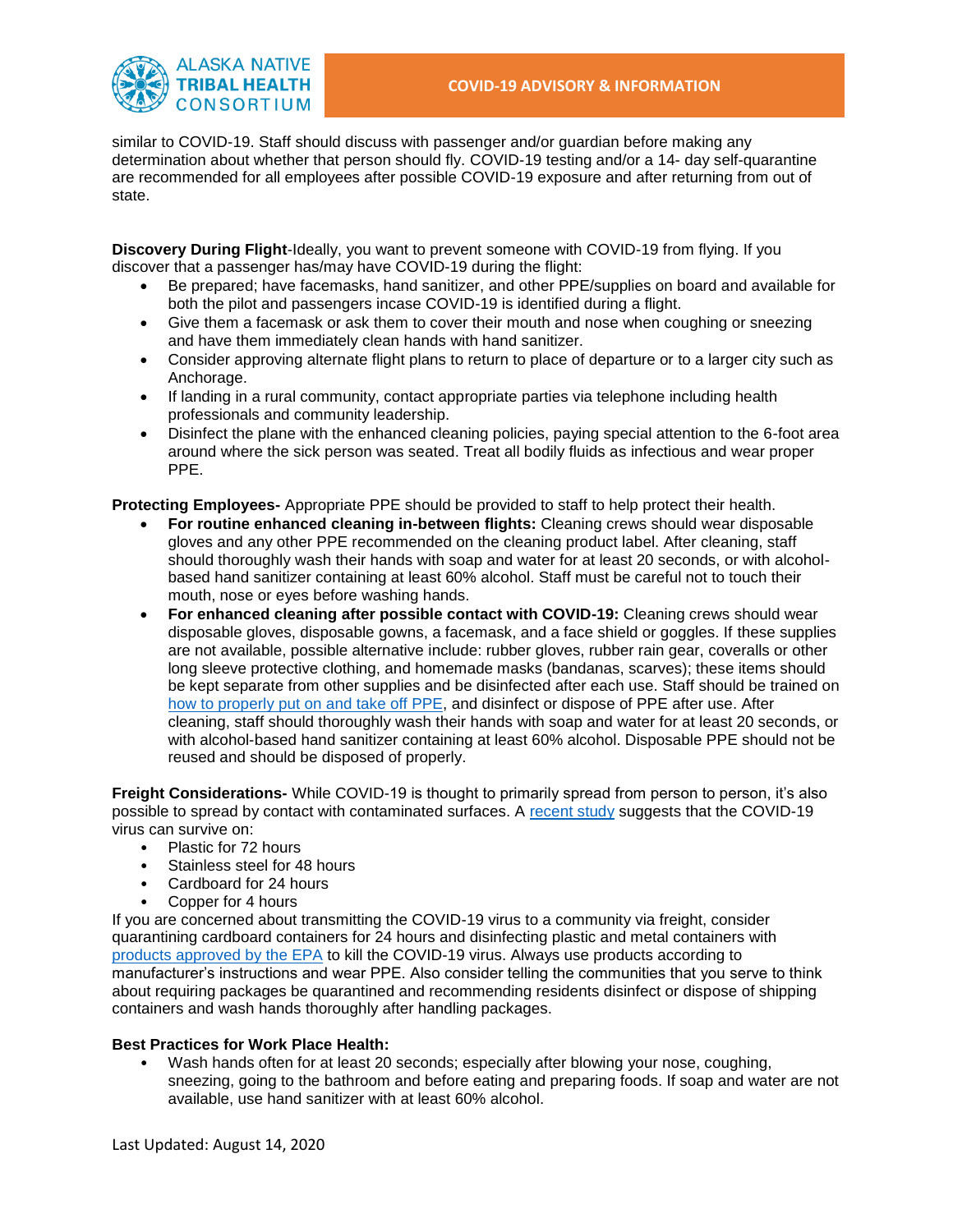similar to COVID-19. Staff should discuss with passenger and/or guardian before making any determination about whether that person should fly. COVID-19 testing and/or a 14- day self-quarantine are recommended for all employees after possible COVID-19 exposure and after returning from out of state.

**Discovery During Flight**-Ideally, you want to prevent someone with COVID-19 from flying. If you discover that a passenger has/may have COVID-19 during the flight:

- Be prepared; have facemasks, hand sanitizer, and other PPE/supplies on board and available for both the pilot and passengers incase COVID-19 is identified during a flight.
- Give them a facemask or ask them to cover their mouth and nose when coughing or sneezing and have them immediately clean hands with hand sanitizer.
- Consider approving alternate flight plans to return to place of departure or to a larger city such as Anchorage.
- If landing in a rural community, contact appropriate parties via telephone including health professionals and community leadership.
- Disinfect the plane with the enhanced cleaning policies, paying special attention to the 6-foot area around where the sick person was seated. Treat all bodily fluids as infectious and wear proper PPE.

**Protecting Employees-** Appropriate PPE should be provided to staff to help protect their health.

- **For routine enhanced cleaning in-between flights:** Cleaning crews should wear disposable gloves and any other PPE recommended on the cleaning product label. After cleaning, staff should thoroughly wash their hands with soap and water for at least 20 seconds, or with alcohol-based hand sanitizer containing at least 60% alcohol. Staff must be careful not to touch their mouth, nose or eyes before washing hands.
- **For enhanced cleaning after possible contact with COVID-19:** Cleaning crews should wear disposable gloves, disposable gowns, a facemask, and a face shield or goggles. If these supplies are not available, possible alternative include: rubber gloves, rubber rain gear, coveralls or other long sleeve protective clothing, and homemade masks (bandanas, scarves); these items should be kept separate from other supplies and be disinfected after each use. Staff should be trained on how to properly put on and take off PPE, and disinfect or dispose of PPE after use. After cleaning, staff should thoroughly wash their hands with soap and water for at least 20 seconds, or with alcohol-based hand sanitizer containing at least 60% alcohol. Disposable PPE should not be reused and should be disposed of properly.

**Freight Considerations-** While COVID-19 is thought to primarily spread from person to person, it's also possible to spread by contact with contaminated surfaces. A recent study suggests that the COVID-19 virus can survive on:

- Plastic for 72 hours
- Stainless steel for 48 hours
- Cardboard for 24 hours
- Copper for 4 hours

If you are concerned about transmitting the COVID-19 virus to a community via freight, consider quarantining cardboard containers for 24 hours and disinfecting plastic and metal containers with products approved by the EPA to kill the COVID-19 virus. Always use products according to manufacturer's instructions and wear PPE. Also consider telling the communities that you serve to think about requiring packages be quarantined and recommending residents disinfect or dispose of shipping containers and wash hands thoroughly after handling packages.

**Best Practices for Work Place Health:**

- Wash hands often for at least 20 seconds; especially after blowing your nose, coughing, sneezing, going to the bathroom and before eating and preparing foods. If soap and water are not available, use hand sanitizer with at least 60% alcohol.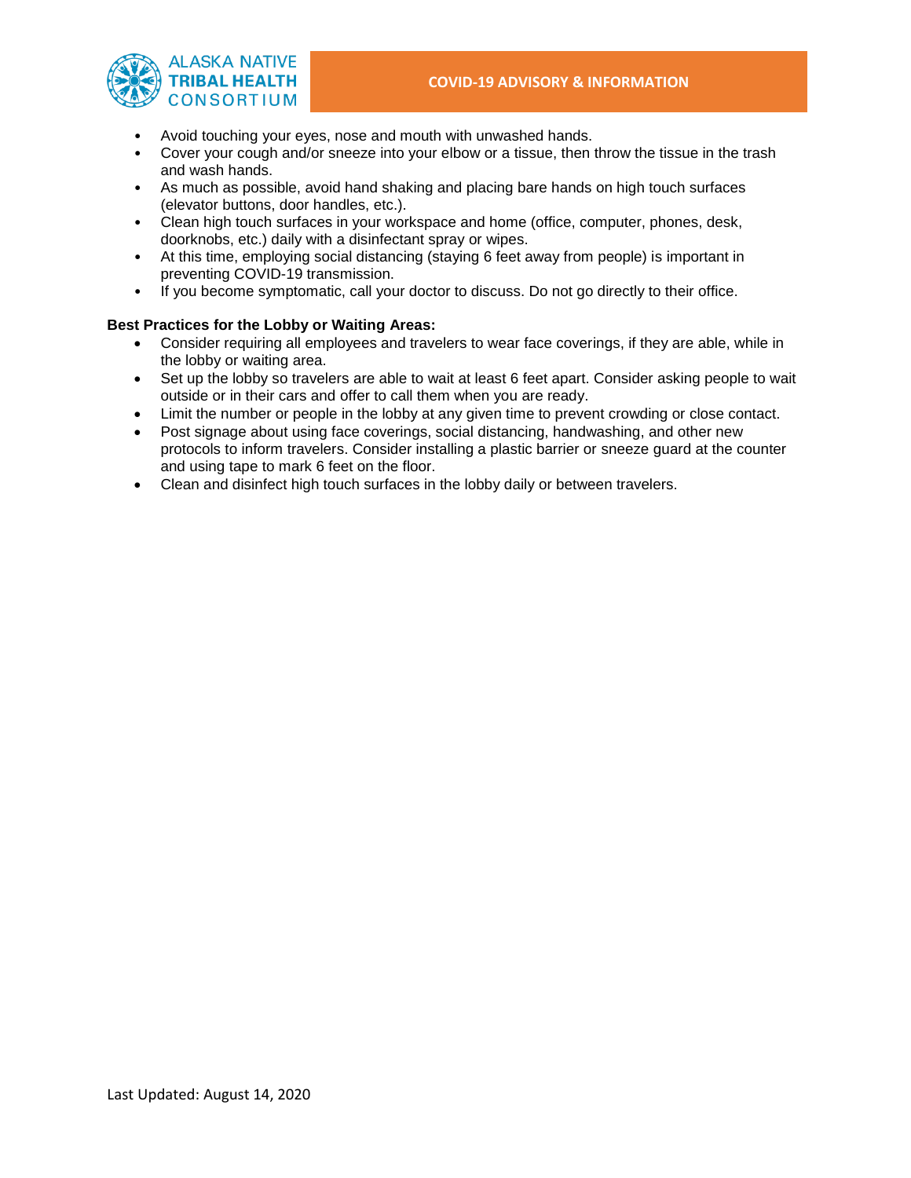- Avoid touching your eyes, nose and mouth with unwashed hands.
- Cover your cough and/or sneeze into your elbow or a tissue, then throw the tissue in the trash and wash hands.
- As much as possible, avoid hand shaking and placing bare hands on high touch surfaces (elevator buttons, door handles, etc.).
- Clean high touch surfaces in your workspace and home (office, computer, phones, desk, doorknobs, etc.) daily with a disinfectant spray or wipes.
- At this time, employing social distancing (staying 6 feet away from people) is important in preventing COVID-19 transmission.
- If you become symptomatic, call your doctor to discuss. Do not go directly to their office.

**Best Practices for the Lobby or Waiting Areas:**

- Consider requiring all employees and travelers to wear face coverings, if they are able, while in the lobby or waiting area.
- Set up the lobby so travelers are able to wait at least 6 feet apart. Consider asking people to wait outside or in their cars and offer to call them when you are ready.
- Limit the number or people in the lobby at any given time to prevent crowding or close contact.
- Post signage about using face coverings, social distancing, handwashing, and other new protocols to inform travelers. Consider installing a plastic barrier or sneeze guard at the counter and using tape to mark 6 feet on the floor.
- Clean and disinfect high touch surfaces in the lobby daily or between travelers.